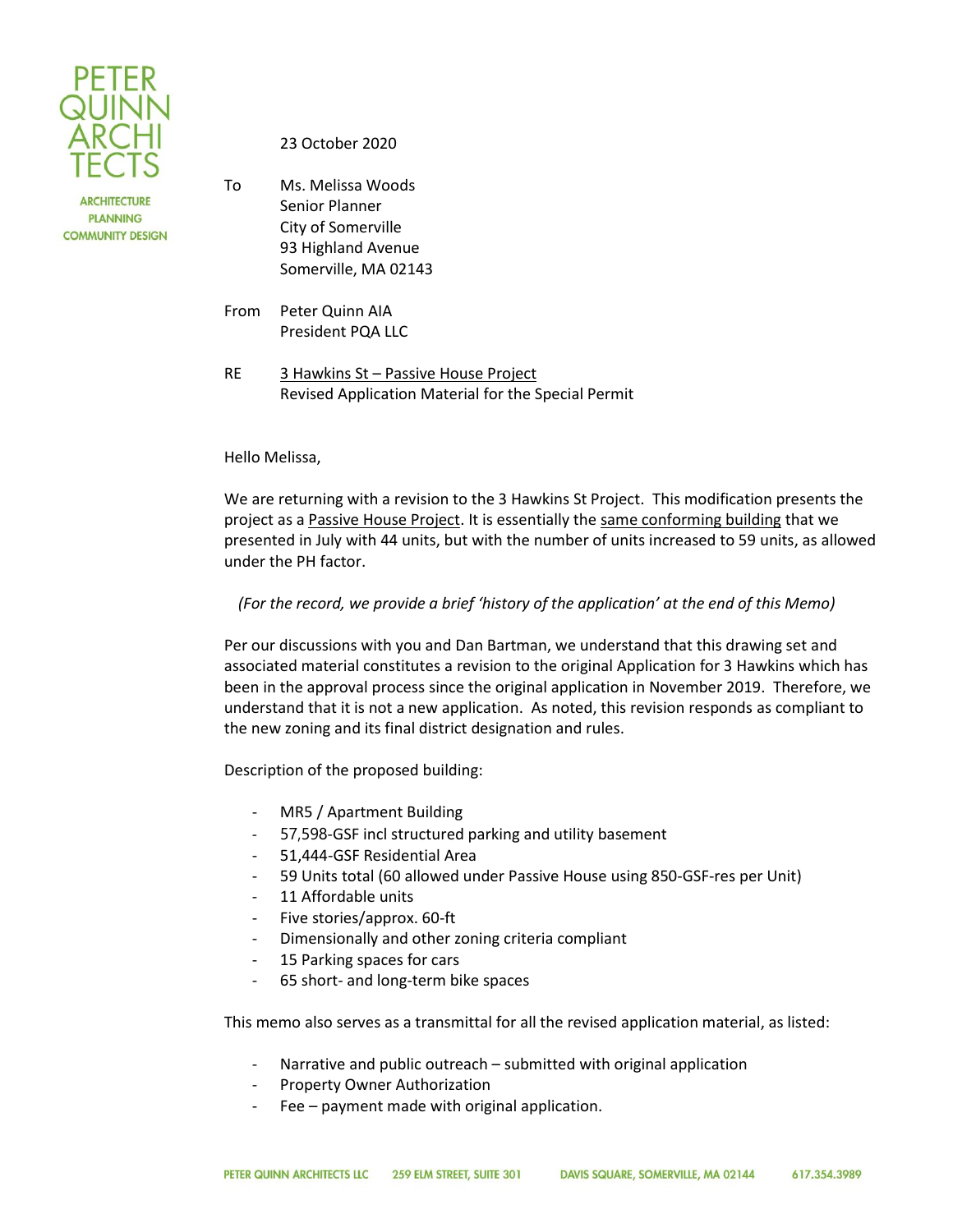PETER QUINN ARCHITECTS

ARCHITECTURE
PLANNING
COMMUNITY DESIGN

23 October 2020

To
Ms. Melissa Woods
Senior Planner
City of Somerville
93 Highland Avenue
Somerville, MA 02143

From
Peter Quinn AIA
President PQA LLC

RE
3 Hawkins St – Passive House Project
Revised Application Material for the Special Permit

Hello Melissa,

We are returning with a revision to the 3 Hawkins St Project. This modification presents the project as a Passive House Project. It is essentially the same conforming building that we presented in July with 44 units, but with the number of units increased to 59 units, as allowed under the PH factor.

*(For the record, we provide a brief 'history of the application' at the end of this Memo)*

Per our discussions with you and Dan Bartman, we understand that this drawing set and associated material constitutes a revision to the original Application for 3 Hawkins which has been in the approval process since the original application in November 2019. Therefore, we understand that it is not a new application. As noted, this revision responds as compliant to the new zoning and its final district designation and rules.

Description of the proposed building:

- MR5 / Apartment Building
- 57,598-GSF incl structured parking and utility basement
- 51,444-GSF Residential Area
- 59 Units total (60 allowed under Passive House using 850-GSF-res per Unit)
- 11 Affordable units
- Five stories/approx. 60-ft
- Dimensionally and other zoning criteria compliant
- 15 Parking spaces for cars
- 65 short- and long-term bike spaces

This memo also serves as a transmittal for all the revised application material, as listed:

- Narrative and public outreach – submitted with original application
- Property Owner Authorization
- Fee – payment made with original application.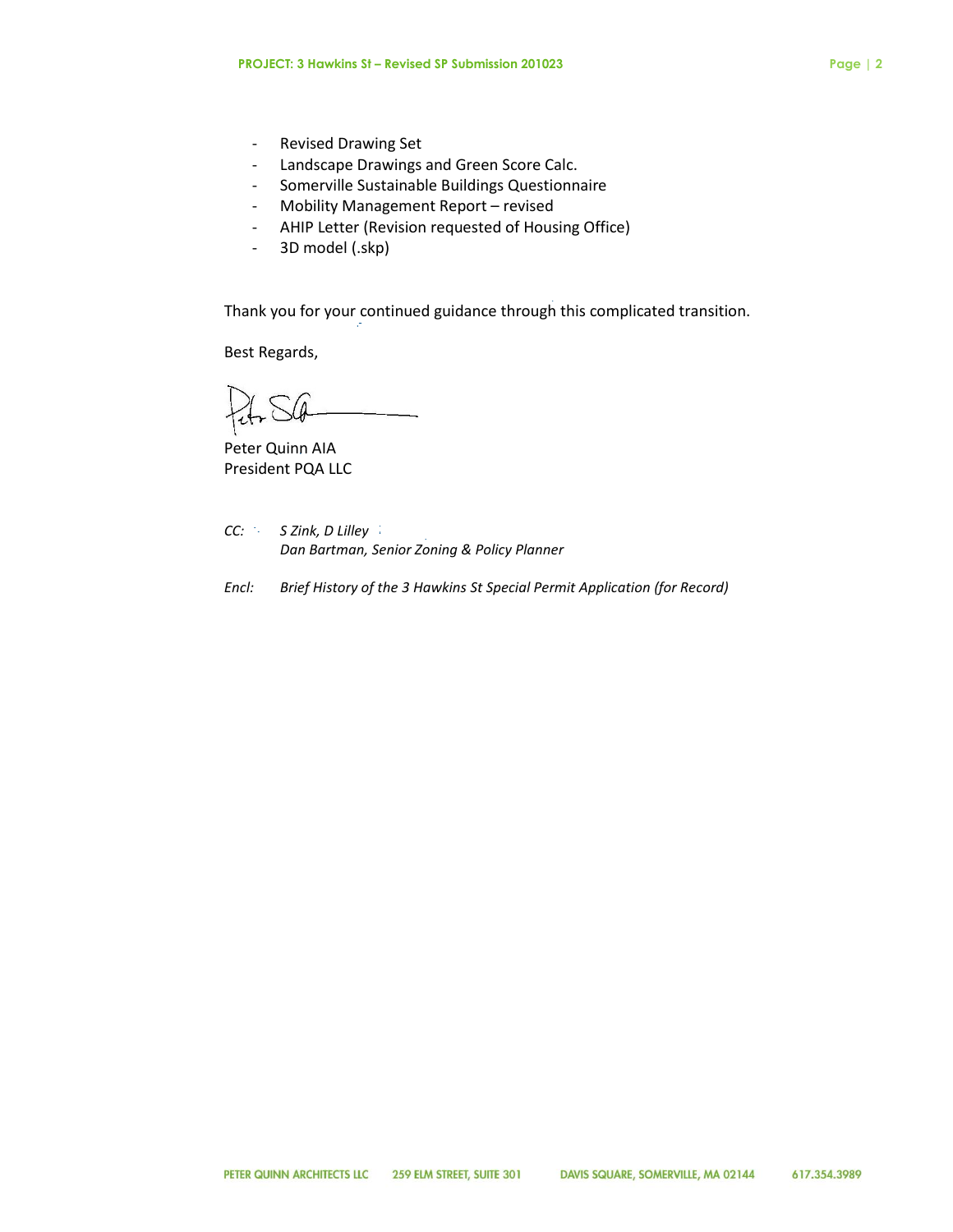- Revised Drawing Set
- Landscape Drawings and Green Score Calc.
- Somerville Sustainable Buildings Questionnaire
- Mobility Management Report – revised
- AHIP Letter (Revision requested of Housing Office)
- 3D model (.skp)

Thank you for your continued guidance through this complicated transition.

Best Regards,

Peter Quinn AIA
President PQA LLC

*CC:* *S Zink, D Lilley*
*Dan Bartman, Senior Zoning & Policy Planner*

*Encl:* *Brief History of the 3 Hawkins St Special Permit Application (for Record)*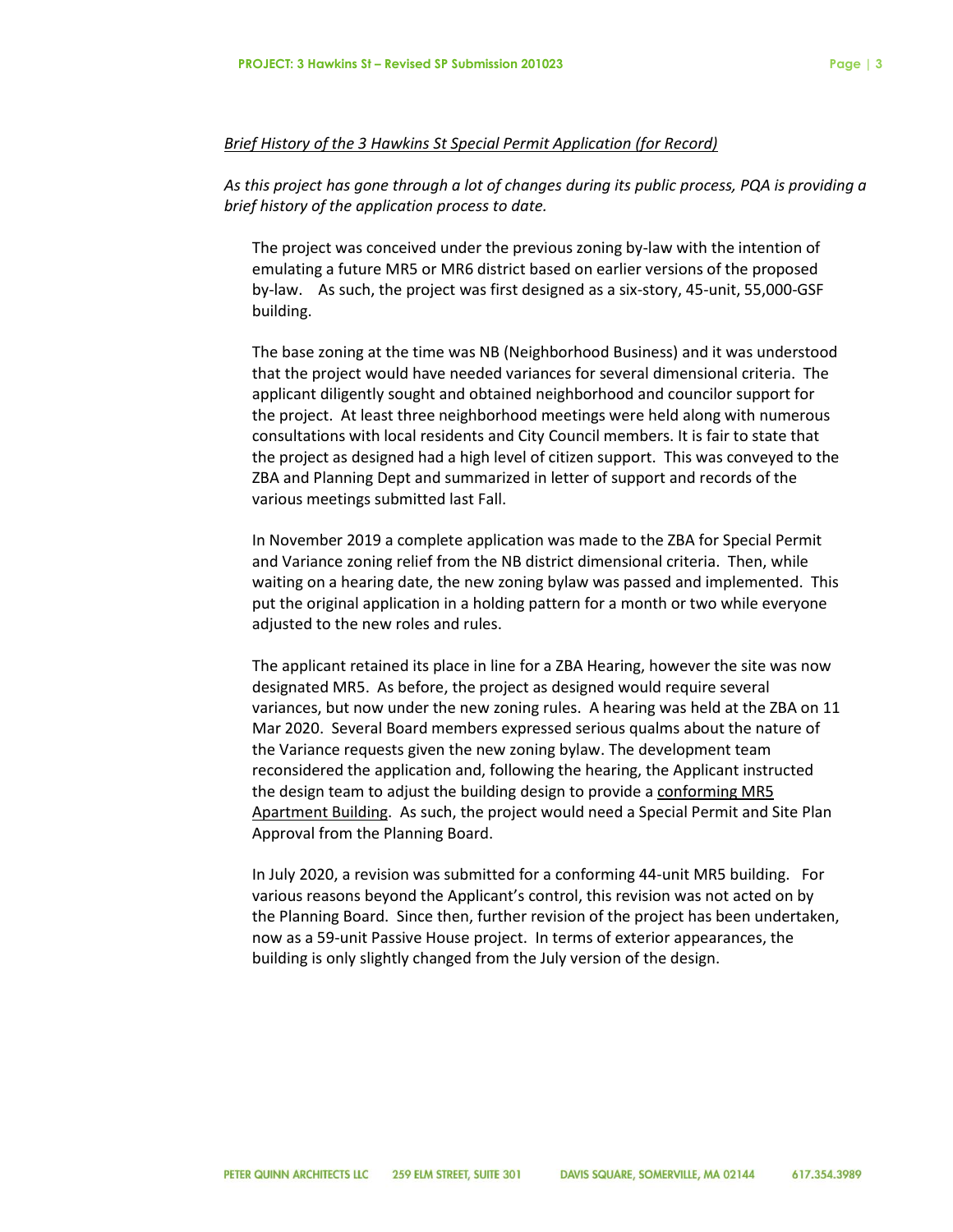*<u>Brief History of the 3 Hawkins St Special Permit Application (for Record)</u>*

*As this project has gone through a lot of changes during its public process, PQA is providing a brief history of the application process to date.*

The project was conceived under the previous zoning by-law with the intention of emulating a future MR5 or MR6 district based on earlier versions of the proposed by-law. As such, the project was first designed as a six-story, 45-unit, 55,000-GSF building.

The base zoning at the time was NB (Neighborhood Business) and it was understood that the project would have needed variances for several dimensional criteria. The applicant diligently sought and obtained neighborhood and councilor support for the project. At least three neighborhood meetings were held along with numerous consultations with local residents and City Council members. It is fair to state that the project as designed had a high level of citizen support. This was conveyed to the ZBA and Planning Dept and summarized in letter of support and records of the various meetings submitted last Fall.

In November 2019 a complete application was made to the ZBA for Special Permit and Variance zoning relief from the NB district dimensional criteria. Then, while waiting on a hearing date, the new zoning bylaw was passed and implemented. This put the original application in a holding pattern for a month or two while everyone adjusted to the new roles and rules.

The applicant retained its place in line for a ZBA Hearing, however the site was now designated MR5. As before, the project as designed would require several variances, but now under the new zoning rules. A hearing was held at the ZBA on 11 Mar 2020. Several Board members expressed serious qualms about the nature of the Variance requests given the new zoning bylaw. The development team reconsidered the application and, following the hearing, the Applicant instructed the design team to adjust the building design to provide a <u>conforming MR5 Apartment Building</u>. As such, the project would need a Special Permit and Site Plan Approval from the Planning Board.

In July 2020, a revision was submitted for a conforming 44-unit MR5 building. For various reasons beyond the Applicant's control, this revision was not acted on by the Planning Board. Since then, further revision of the project has been undertaken, now as a 59-unit Passive House project. In terms of exterior appearances, the building is only slightly changed from the July version of the design.